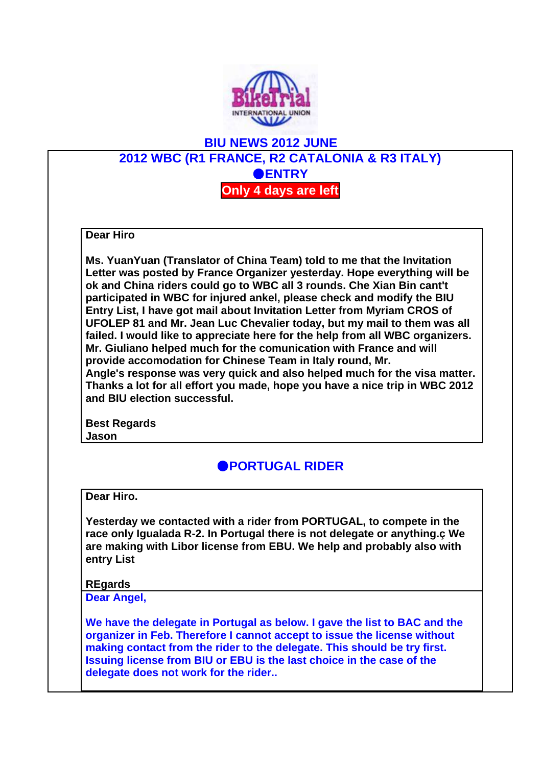# BIU NEWS 2012 JUNE

## 2012 WBC (R1 FRANCE, R2 CATALONIA & R3 ITALY)

### ●ENTRY

**Only 4 days are left**

**Dear Hiro**

**Ms. YuanYuan (Translator of China Team) told to me that the Invitation Letter was posted by France Organizer yesterday. Hope everything will be ok and China riders could go to WBC all 3 rounds. Che Xian Bin cant't participated in WBC for injured ankel, please check and modify the BIU Entry List, I have got mail about Invitation Letter from Myriam CROS of UFOLEP 81 and Mr. Jean Luc Chevalier today, but my mail to them was all failed. I would like to appreciate here for the help from all WBC organizers. Mr. Giuliano helped much for the comunication with France and will provide accomodation for Chinese Team in Italy round, Mr. Angle's response was very quick and also helped much for the visa matter. Thanks a lot for all effort you made, hope you have a nice trip in WBC 2012 and BIU election successful.**

**Best Regards**
**Jason**

### ●PORTUGAL RIDER

**Dear Hiro.**

**Yesterday we contacted with a rider from PORTUGAL, to compete in the race only Igualada R-2. In Portugal there is not delegate or anything.ç We are making with Libor license from EBU. We help and probably also with entry List**

**REgards**

**Dear Angel,**

**We have the delegate in Portugal as below. I gave the list to BAC and the organizer in Feb. Therefore I cannot accept to issue the license without making contact from the rider to the delegate. This should be try first. Issuing license from BIU or EBU is the last choice in the case of the delegate does not work for the rider..**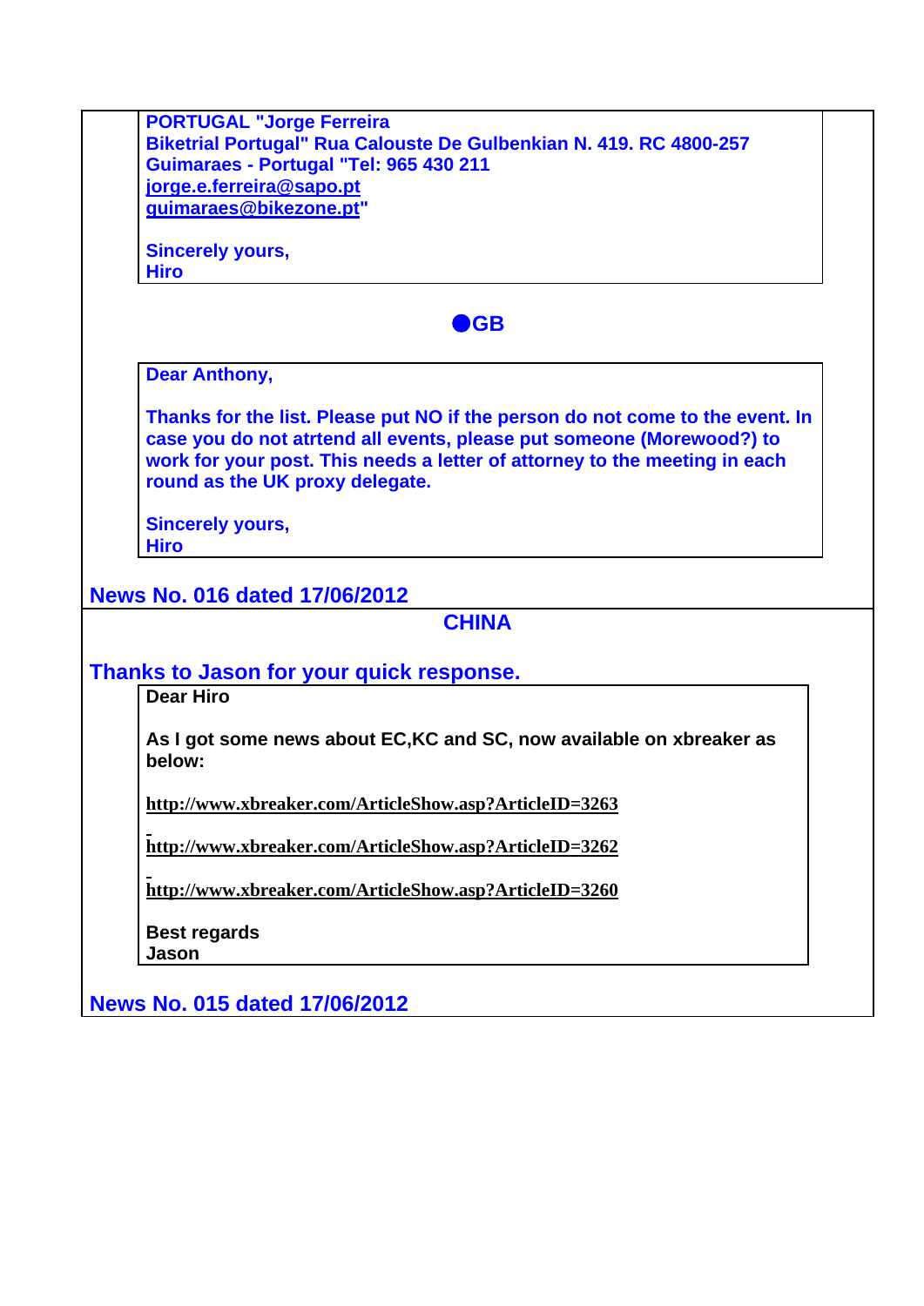**PORTUGAL "Jorge Ferreira**
**Biketrial Portugal" Rua Calouste De Gulbenkian N. 419. RC 4800-257 Guimaraes - Portugal "Tel: 965 430 211**
**jorge.e.ferreira@sapo.pt**
**guimaraes@bikezone.pt"**

**Sincerely yours,**
**Hiro**

## ●GB

**Dear Anthony,**

**Thanks for the list. Please put NO if the person do not come to the event. In case you do not atrtend all events, please put someone (Morewood?) to work for your post. This needs a letter of attorney to the meeting in each round as the UK proxy delegate.**

**Sincerely yours,**
**Hiro**

## News No. 016 dated 17/06/2012

## CHINA

## Thanks to Jason for your quick response.

**Dear Hiro**

**As I got some news about EC,KC and SC, now available on xbreaker as below:**

**http://www.xbreaker.com/ArticleShow.asp?ArticleID=3263**

**http://www.xbreaker.com/ArticleShow.asp?ArticleID=3262**

**http://www.xbreaker.com/ArticleShow.asp?ArticleID=3260**

**Best regards**
**Jason**

## News No. 015 dated 17/06/2012